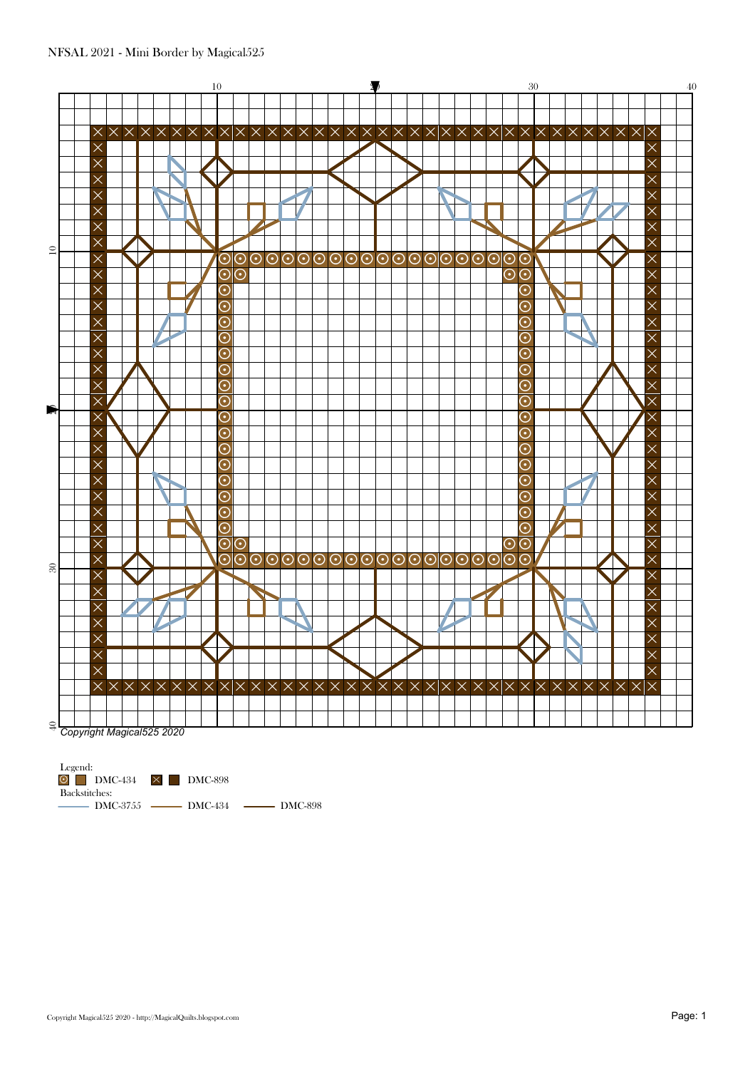NFSAL 2021 - Mini Border by Magical525

Copyright Magical525 2020

Legend:

DMC-434 DMC-898

Backstitches:

DMC-3755 DMC-434 DMC-898

Copyright Magical525 2020 - http://MagicalQuilts.blogspot.com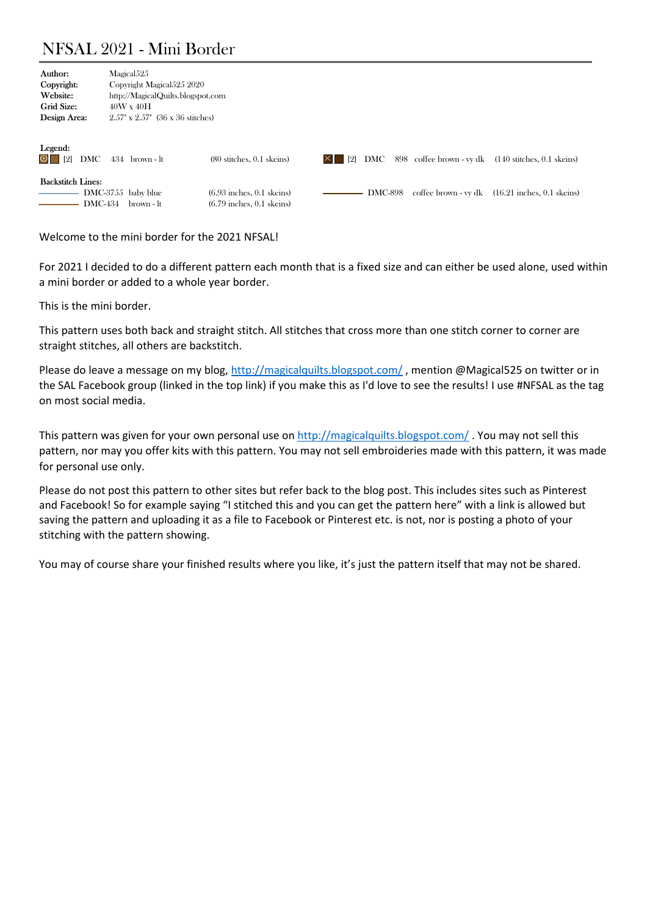# NFSAL 2021 - Mini Border

| | |
|---|---|
| **Author:** | Magical525 |
| **Copyright:** | Copyright Magical525 2020 |
| **Website:** | http://MagicalQuilts.blogspot.com |
| **Grid Size:** | 40W x 40H |
| **Design Area:** | 2.57" x 2.57" (36 x 36 stitches) |

**Legend:**

| | | | | |
|---|---|---|---|---|
| [2] | DMC 434 | brown - lt | (80 stitches, 0.1 skeins) | |
| [2] | DMC 898 | coffee brown - vy dk | (140 stitches, 0.1 skeins) | |

**Backstitch Lines:**

| | | |
|---|---|---|
| DMC-3755 | baby blue | (6.93 inches, 0.1 skeins) |
| DMC-434 | brown - lt | (6.79 inches, 0.1 skeins) |
| DMC-898 | coffee brown - vy dk | (16.21 inches, 0.1 skeins) |

Welcome to the mini border for the 2021 NFSAL!

For 2021 I decided to do a different pattern each month that is a fixed size and can either be used alone, used within a mini border or added to a whole year border.

This is the mini border.

This pattern uses both back and straight stitch. All stitches that cross more than one stitch corner to corner are straight stitches, all others are backstitch.

Please do leave a message on my blog, http://magicalquilts.blogspot.com/ , mention @Magical525 on twitter or in the SAL Facebook group (linked in the top link) if you make this as I'd love to see the results! I use #NFSAL as the tag on most social media.

This pattern was given for your own personal use on http://magicalquilts.blogspot.com/ . You may not sell this pattern, nor may you offer kits with this pattern. You may not sell embroideries made with this pattern, it was made for personal use only.

Please do not post this pattern to other sites but refer back to the blog post. This includes sites such as Pinterest and Facebook! So for example saying "I stitched this and you can get the pattern here" with a link is allowed but saving the pattern and uploading it as a file to Facebook or Pinterest etc. is not, nor is posting a photo of your stitching with the pattern showing.

You may of course share your finished results where you like, it's just the pattern itself that may not be shared.